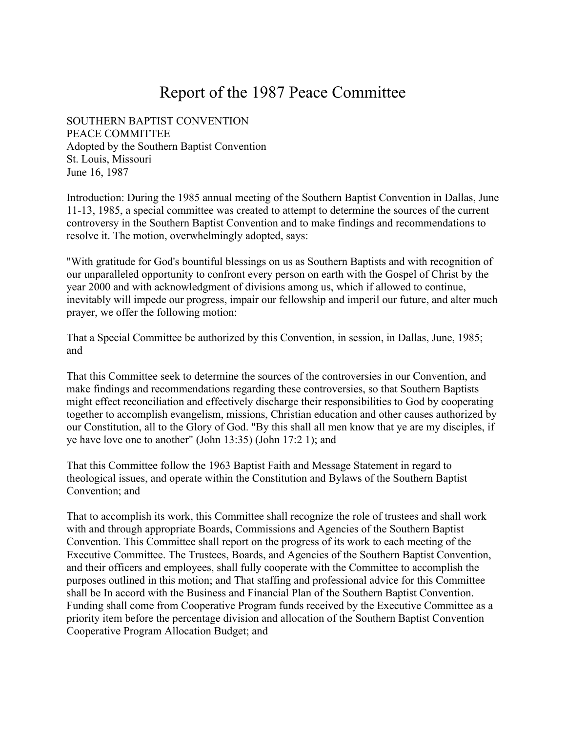# Report of the 1987 Peace Committee

SOUTHERN BAPTIST CONVENTION
PEACE COMMITTEE
Adopted by the Southern Baptist Convention
St. Louis, Missouri
June 16, 1987

Introduction: During the 1985 annual meeting of the Southern Baptist Convention in Dallas, June 11-13, 1985, a special committee was created to attempt to determine the sources of the current controversy in the Southern Baptist Convention and to make findings and recommendations to resolve it. The motion, overwhelmingly adopted, says:

"With gratitude for God's bountiful blessings on us as Southern Baptists and with recognition of our unparalleled opportunity to confront every person on earth with the Gospel of Christ by the year 2000 and with acknowledgment of divisions among us, which if allowed to continue, inevitably will impede our progress, impair our fellowship and imperil our future, and alter much prayer, we offer the following motion:

That a Special Committee be authorized by this Convention, in session, in Dallas, June, 1985; and

That this Committee seek to determine the sources of the controversies in our Convention, and make findings and recommendations regarding these controversies, so that Southern Baptists might effect reconciliation and effectively discharge their responsibilities to God by cooperating together to accomplish evangelism, missions, Christian education and other causes authorized by our Constitution, all to the Glory of God. "By this shall all men know that ye are my disciples, if ye have love one to another" (John 13:35) (John 17:2 1); and

That this Committee follow the 1963 Baptist Faith and Message Statement in regard to theological issues, and operate within the Constitution and Bylaws of the Southern Baptist Convention; and

That to accomplish its work, this Committee shall recognize the role of trustees and shall work with and through appropriate Boards, Commissions and Agencies of the Southern Baptist Convention. This Committee shall report on the progress of its work to each meeting of the Executive Committee. The Trustees, Boards, and Agencies of the Southern Baptist Convention, and their officers and employees, shall fully cooperate with the Committee to accomplish the purposes outlined in this motion; and That staffing and professional advice for this Committee shall be In accord with the Business and Financial Plan of the Southern Baptist Convention. Funding shall come from Cooperative Program funds received by the Executive Committee as a priority item before the percentage division and allocation of the Southern Baptist Convention Cooperative Program Allocation Budget; and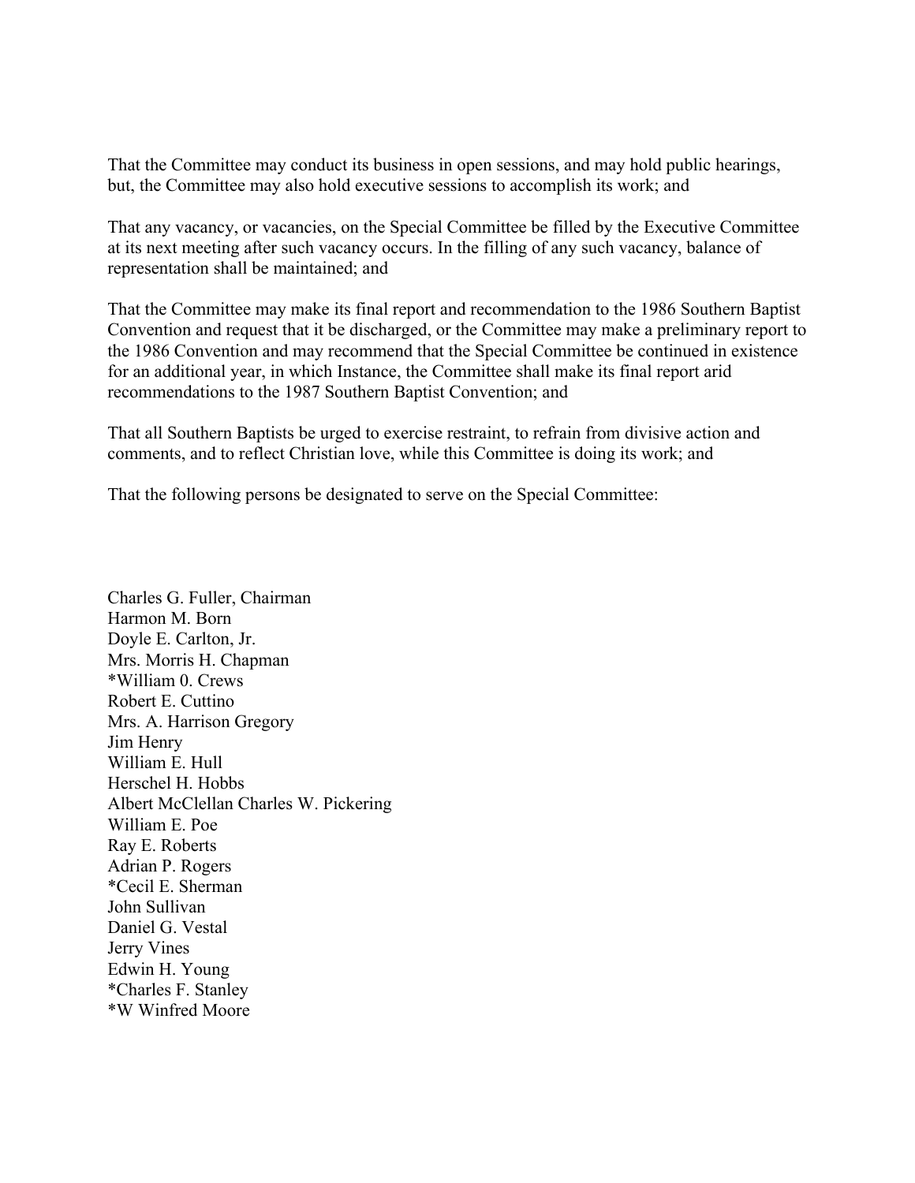That the Committee may conduct its business in open sessions, and may hold public hearings, but, the Committee may also hold executive sessions to accomplish its work; and

That any vacancy, or vacancies, on the Special Committee be filled by the Executive Committee at its next meeting after such vacancy occurs. In the filling of any such vacancy, balance of representation shall be maintained; and

That the Committee may make its final report and recommendation to the 1986 Southern Baptist Convention and request that it be discharged, or the Committee may make a preliminary report to the 1986 Convention and may recommend that the Special Committee be continued in existence for an additional year, in which Instance, the Committee shall make its final report arid recommendations to the 1987 Southern Baptist Convention; and

That all Southern Baptists be urged to exercise restraint, to refrain from divisive action and comments, and to reflect Christian love, while this Committee is doing its work; and

That the following persons be designated to serve on the Special Committee:

Charles G. Fuller, Chairman  
Harmon M. Born  
Doyle E. Carlton, Jr.  
Mrs. Morris H. Chapman  
*William 0. Crews  
Robert E. Cuttino  
Mrs. A. Harrison Gregory  
Jim Henry  
William E. Hull  
Herschel H. Hobbs  
Albert McClellan Charles W. Pickering  
William E. Poe  
Ray E. Roberts  
Adrian P. Rogers  
*Cecil E. Sherman  
John Sullivan  
Daniel G. Vestal  
Jerry Vines  
Edwin H. Young  
*Charles F. Stanley  
*W Winfred Moore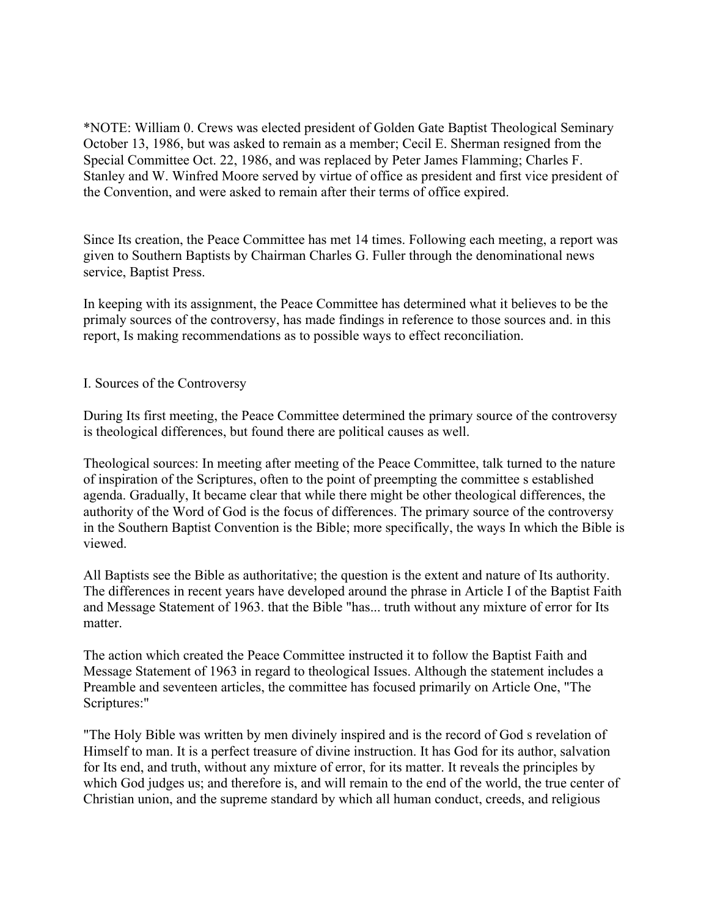*NOTE: William 0. Crews was elected president of Golden Gate Baptist Theological Seminary October 13, 1986, but was asked to remain as a member; Cecil E. Sherman resigned from the Special Committee Oct. 22, 1986, and was replaced by Peter James Flamming; Charles F. Stanley and W. Winfred Moore served by virtue of office as president and first vice president of the Convention, and were asked to remain after their terms of office expired.

Since Its creation, the Peace Committee has met 14 times. Following each meeting, a report was given to Southern Baptists by Chairman Charles G. Fuller through the denominational news service, Baptist Press.

In keeping with its assignment, the Peace Committee has determined what it believes to be the primaly sources of the controversy, has made findings in reference to those sources and. in this report, Is making recommendations as to possible ways to effect reconciliation.

## I. Sources of the Controversy

During Its first meeting, the Peace Committee determined the primary source of the controversy is theological differences, but found there are political causes as well.

Theological sources: In meeting after meeting of the Peace Committee, talk turned to the nature of inspiration of the Scriptures, often to the point of preempting the committee s established agenda. Gradually, It became clear that while there might be other theological differences, the authority of the Word of God is the focus of differences. The primary source of the controversy in the Southern Baptist Convention is the Bible; more specifically, the ways In which the Bible is viewed.

All Baptists see the Bible as authoritative; the question is the extent and nature of Its authority. The differences in recent years have developed around the phrase in Article I of the Baptist Faith and Message Statement of 1963. that the Bible "has... truth without any mixture of error for Its matter.

The action which created the Peace Committee instructed it to follow the Baptist Faith and Message Statement of 1963 in regard to theological Issues. Although the statement includes a Preamble and seventeen articles, the committee has focused primarily on Article One, "The Scriptures:"

"The Holy Bible was written by men divinely inspired and is the record of God s revelation of Himself to man. It is a perfect treasure of divine instruction. It has God for its author, salvation for Its end, and truth, without any mixture of error, for its matter. It reveals the principles by which God judges us; and therefore is, and will remain to the end of the world, the true center of Christian union, and the supreme standard by which all human conduct, creeds, and religious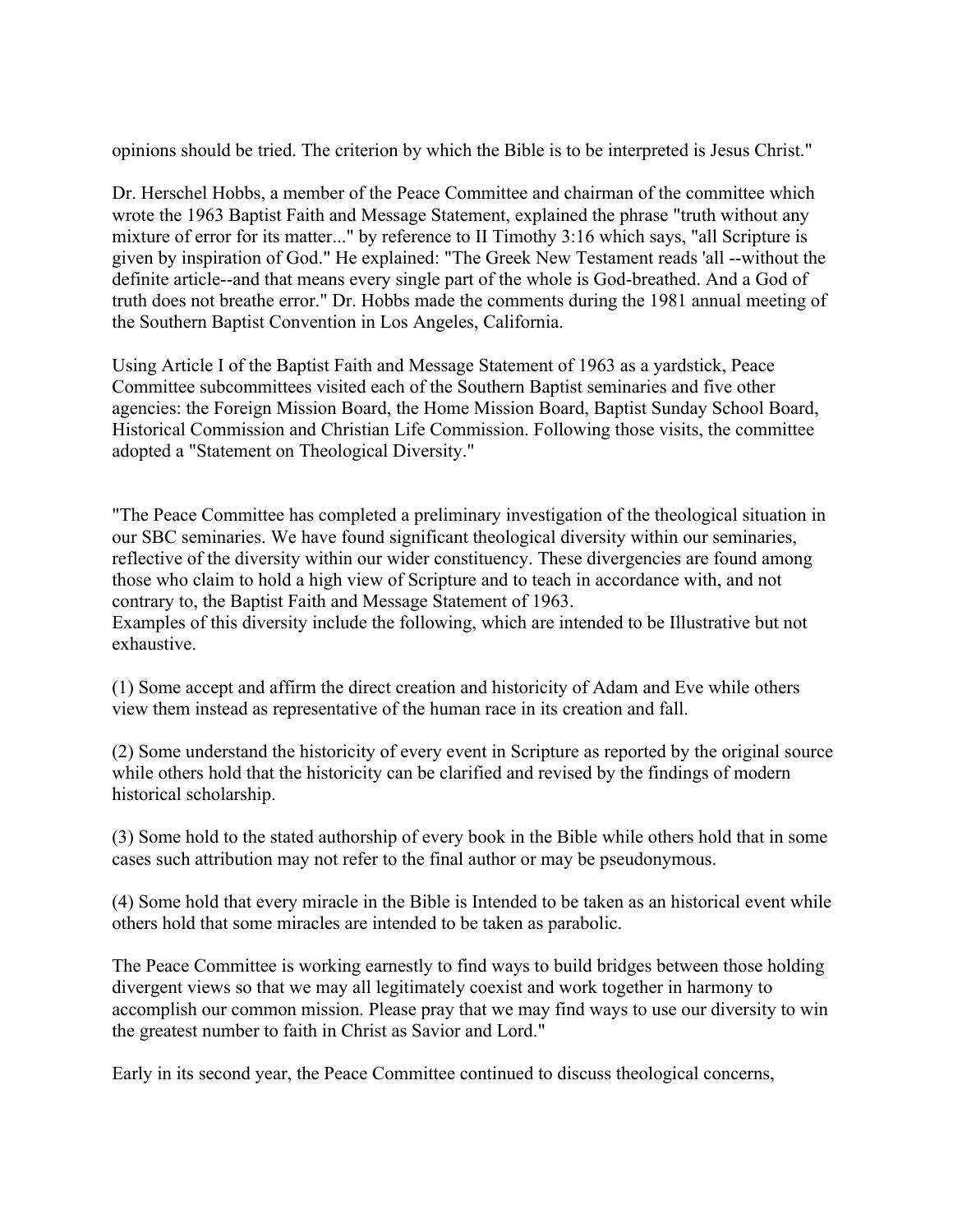opinions should be tried. The criterion by which the Bible is to be interpreted is Jesus Christ."

Dr. Herschel Hobbs, a member of the Peace Committee and chairman of the committee which wrote the 1963 Baptist Faith and Message Statement, explained the phrase "truth without any mixture of error for its matter..." by reference to II Timothy 3:16 which says, "all Scripture is given by inspiration of God." He explained: "The Greek New Testament reads 'all --without the definite article--and that means every single part of the whole is God-breathed. And a God of truth does not breathe error." Dr. Hobbs made the comments during the 1981 annual meeting of the Southern Baptist Convention in Los Angeles, California.

Using Article I of the Baptist Faith and Message Statement of 1963 as a yardstick, Peace Committee subcommittees visited each of the Southern Baptist seminaries and five other agencies: the Foreign Mission Board, the Home Mission Board, Baptist Sunday School Board, Historical Commission and Christian Life Commission. Following those visits, the committee adopted a "Statement on Theological Diversity."

"The Peace Committee has completed a preliminary investigation of the theological situation in our SBC seminaries. We have found significant theological diversity within our seminaries, reflective of the diversity within our wider constituency. These divergencies are found among those who claim to hold a high view of Scripture and to teach in accordance with, and not contrary to, the Baptist Faith and Message Statement of 1963.
Examples of this diversity include the following, which are intended to be Illustrative but not exhaustive.

(1) Some accept and affirm the direct creation and historicity of Adam and Eve while others view them instead as representative of the human race in its creation and fall.

(2) Some understand the historicity of every event in Scripture as reported by the original source while others hold that the historicity can be clarified and revised by the findings of modern historical scholarship.

(3) Some hold to the stated authorship of every book in the Bible while others hold that in some cases such attribution may not refer to the final author or may be pseudonymous.

(4) Some hold that every miracle in the Bible is Intended to be taken as an historical event while others hold that some miracles are intended to be taken as parabolic.

The Peace Committee is working earnestly to find ways to build bridges between those holding divergent views so that we may all legitimately coexist and work together in harmony to accomplish our common mission. Please pray that we may find ways to use our diversity to win the greatest number to faith in Christ as Savior and Lord."

Early in its second year, the Peace Committee continued to discuss theological concerns,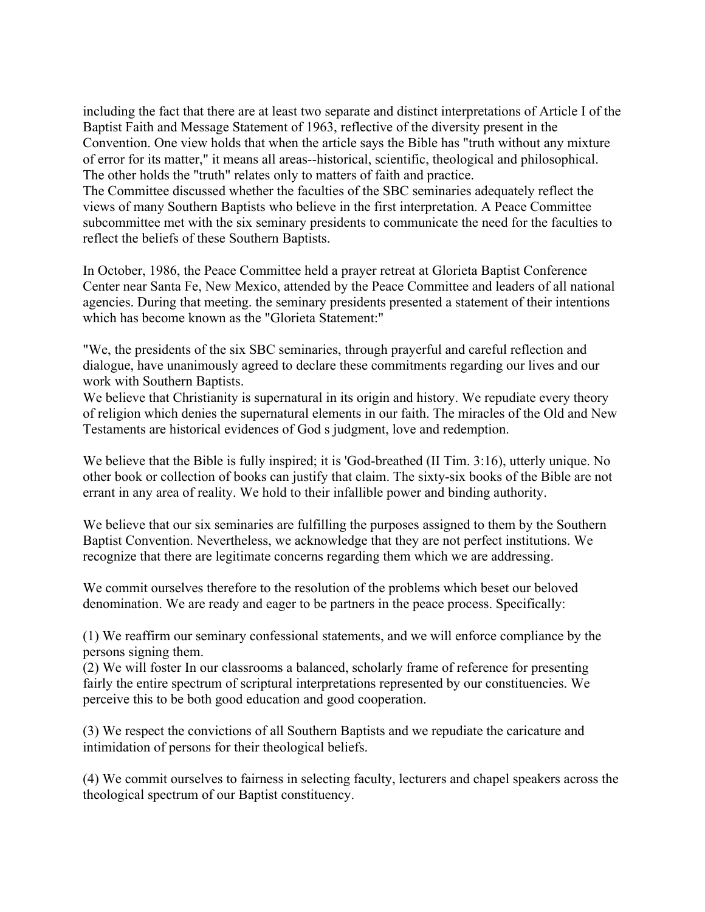including the fact that there are at least two separate and distinct interpretations of Article I of the Baptist Faith and Message Statement of 1963, reflective of the diversity present in the Convention. One view holds that when the article says the Bible has "truth without any mixture of error for its matter," it means all areas--historical, scientific, theological and philosophical. The other holds the "truth" relates only to matters of faith and practice.
The Committee discussed whether the faculties of the SBC seminaries adequately reflect the views of many Southern Baptists who believe in the first interpretation. A Peace Committee subcommittee met with the six seminary presidents to communicate the need for the faculties to reflect the beliefs of these Southern Baptists.

In October, 1986, the Peace Committee held a prayer retreat at Glorieta Baptist Conference Center near Santa Fe, New Mexico, attended by the Peace Committee and leaders of all national agencies. During that meeting. the seminary presidents presented a statement of their intentions which has become known as the "Glorieta Statement:"

"We, the presidents of the six SBC seminaries, through prayerful and careful reflection and dialogue, have unanimously agreed to declare these commitments regarding our lives and our work with Southern Baptists.
We believe that Christianity is supernatural in its origin and history. We repudiate every theory of religion which denies the supernatural elements in our faith. The miracles of the Old and New Testaments are historical evidences of God s judgment, love and redemption.

We believe that the Bible is fully inspired; it is 'God-breathed (II Tim. 3:16), utterly unique. No other book or collection of books can justify that claim. The sixty-six books of the Bible are not errant in any area of reality. We hold to their infallible power and binding authority.

We believe that our six seminaries are fulfilling the purposes assigned to them by the Southern Baptist Convention. Nevertheless, we acknowledge that they are not perfect institutions. We recognize that there are legitimate concerns regarding them which we are addressing.

We commit ourselves therefore to the resolution of the problems which beset our beloved denomination. We are ready and eager to be partners in the peace process. Specifically:

(1) We reaffirm our seminary confessional statements, and we will enforce compliance by the persons signing them.
(2) We will foster In our classrooms a balanced, scholarly frame of reference for presenting fairly the entire spectrum of scriptural interpretations represented by our constituencies. We perceive this to be both good education and good cooperation.

(3) We respect the convictions of all Southern Baptists and we repudiate the caricature and intimidation of persons for their theological beliefs.

(4) We commit ourselves to fairness in selecting faculty, lecturers and chapel speakers across the theological spectrum of our Baptist constituency.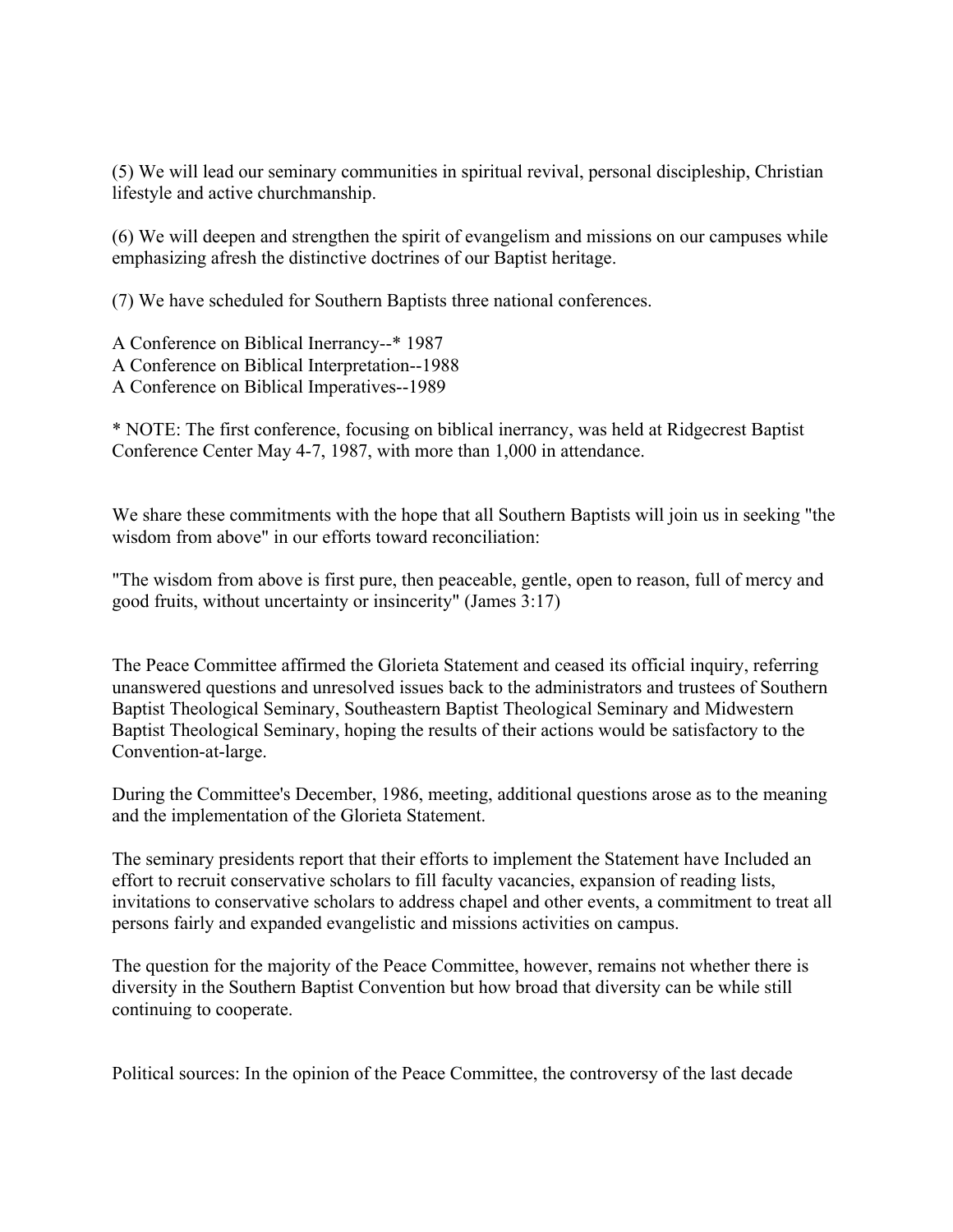(5) We will lead our seminary communities in spiritual revival, personal discipleship, Christian lifestyle and active churchmanship.

(6) We will deepen and strengthen the spirit of evangelism and missions on our campuses while emphasizing afresh the distinctive doctrines of our Baptist heritage.

(7) We have scheduled for Southern Baptists three national conferences.

A Conference on Biblical Inerrancy--* 1987
A Conference on Biblical Interpretation--1988
A Conference on Biblical Imperatives--1989

* NOTE: The first conference, focusing on biblical inerrancy, was held at Ridgecrest Baptist Conference Center May 4-7, 1987, with more than 1,000 in attendance.

We share these commitments with the hope that all Southern Baptists will join us in seeking "the wisdom from above" in our efforts toward reconciliation:

"The wisdom from above is first pure, then peaceable, gentle, open to reason, full of mercy and good fruits, without uncertainty or insincerity" (James 3:17)

The Peace Committee affirmed the Glorieta Statement and ceased its official inquiry, referring unanswered questions and unresolved issues back to the administrators and trustees of Southern Baptist Theological Seminary, Southeastern Baptist Theological Seminary and Midwestern Baptist Theological Seminary, hoping the results of their actions would be satisfactory to the Convention-at-large.

During the Committee's December, 1986, meeting, additional questions arose as to the meaning and the implementation of the Glorieta Statement.

The seminary presidents report that their efforts to implement the Statement have Included an effort to recruit conservative scholars to fill faculty vacancies, expansion of reading lists, invitations to conservative scholars to address chapel and other events, a commitment to treat all persons fairly and expanded evangelistic and missions activities on campus.

The question for the majority of the Peace Committee, however, remains not whether there is diversity in the Southern Baptist Convention but how broad that diversity can be while still continuing to cooperate.

Political sources: In the opinion of the Peace Committee, the controversy of the last decade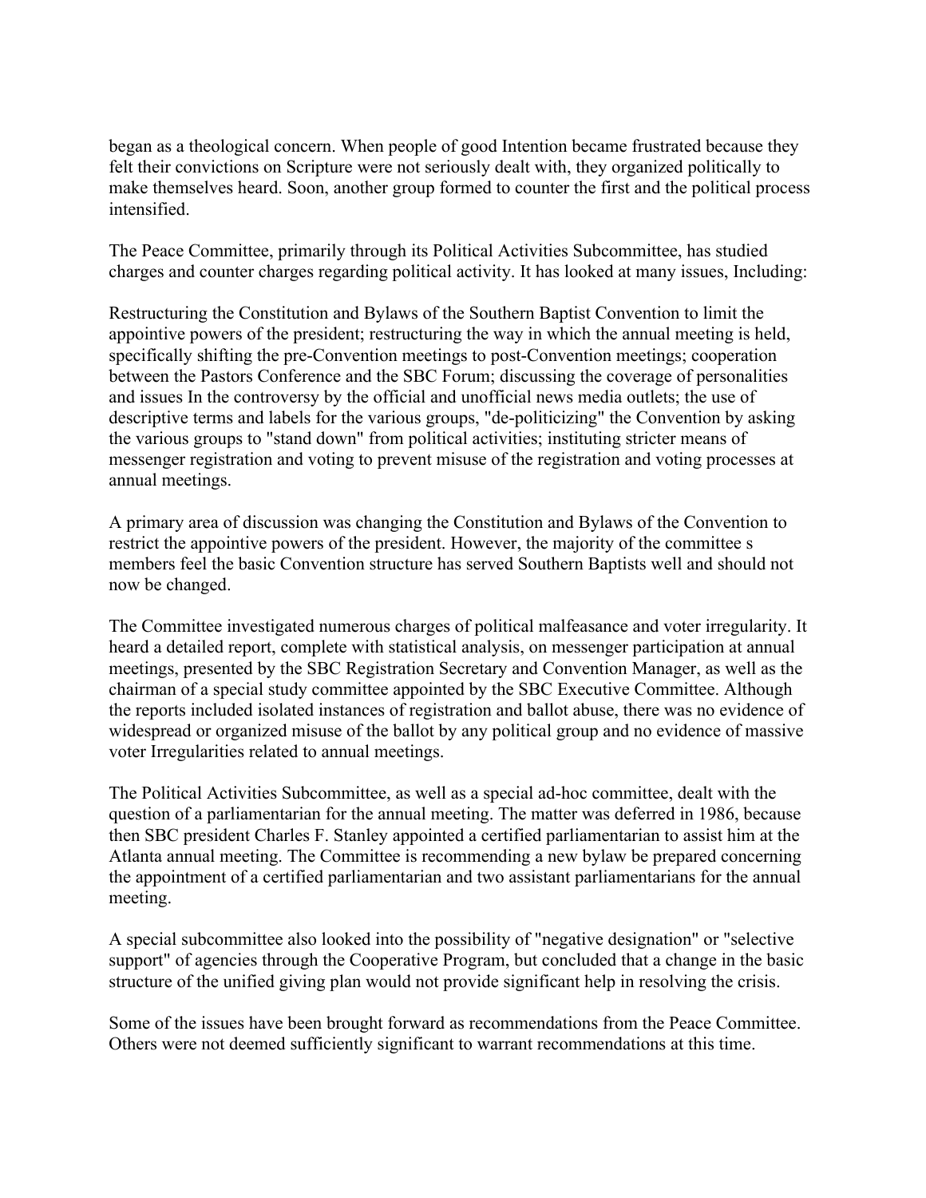began as a theological concern. When people of good Intention became frustrated because they felt their convictions on Scripture were not seriously dealt with, they organized politically to make themselves heard. Soon, another group formed to counter the first and the political process intensified.

The Peace Committee, primarily through its Political Activities Subcommittee, has studied charges and counter charges regarding political activity. It has looked at many issues, Including:

Restructuring the Constitution and Bylaws of the Southern Baptist Convention to limit the appointive powers of the president; restructuring the way in which the annual meeting is held, specifically shifting the pre-Convention meetings to post-Convention meetings; cooperation between the Pastors Conference and the SBC Forum; discussing the coverage of personalities and issues In the controversy by the official and unofficial news media outlets; the use of descriptive terms and labels for the various groups, "de-politicizing" the Convention by asking the various groups to "stand down" from political activities; instituting stricter means of messenger registration and voting to prevent misuse of the registration and voting processes at annual meetings.

A primary area of discussion was changing the Constitution and Bylaws of the Convention to restrict the appointive powers of the president. However, the majority of the committee s members feel the basic Convention structure has served Southern Baptists well and should not now be changed.

The Committee investigated numerous charges of political malfeasance and voter irregularity. It heard a detailed report, complete with statistical analysis, on messenger participation at annual meetings, presented by the SBC Registration Secretary and Convention Manager, as well as the chairman of a special study committee appointed by the SBC Executive Committee. Although the reports included isolated instances of registration and ballot abuse, there was no evidence of widespread or organized misuse of the ballot by any political group and no evidence of massive voter Irregularities related to annual meetings.

The Political Activities Subcommittee, as well as a special ad-hoc committee, dealt with the question of a parliamentarian for the annual meeting. The matter was deferred in 1986, because then SBC president Charles F. Stanley appointed a certified parliamentarian to assist him at the Atlanta annual meeting. The Committee is recommending a new bylaw be prepared concerning the appointment of a certified parliamentarian and two assistant parliamentarians for the annual meeting.

A special subcommittee also looked into the possibility of "negative designation" or "selective support" of agencies through the Cooperative Program, but concluded that a change in the basic structure of the unified giving plan would not provide significant help in resolving the crisis.

Some of the issues have been brought forward as recommendations from the Peace Committee. Others were not deemed sufficiently significant to warrant recommendations at this time.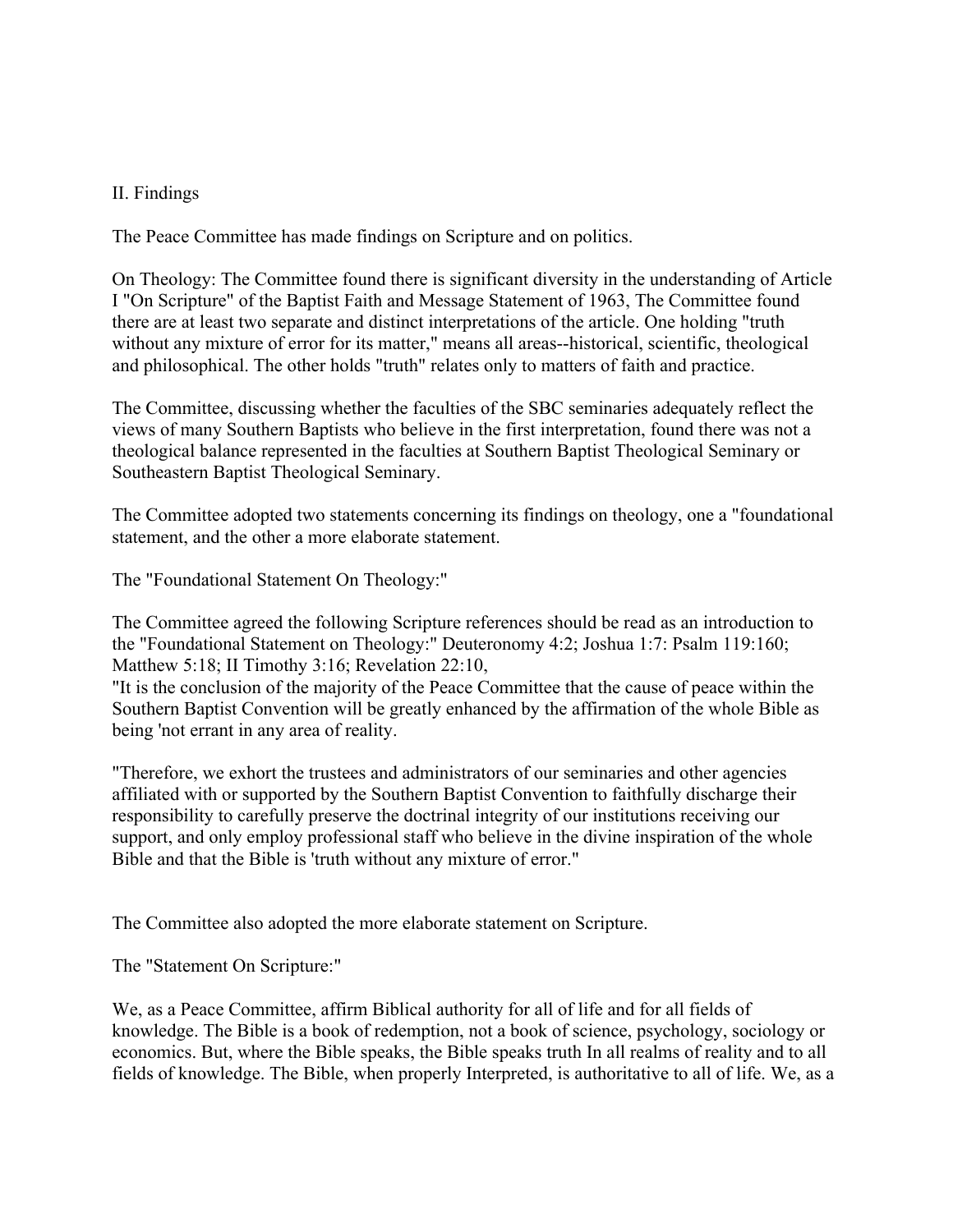II. Findings

The Peace Committee has made findings on Scripture and on politics.

On Theology: The Committee found there is significant diversity in the understanding of Article I "On Scripture" of the Baptist Faith and Message Statement of 1963, The Committee found there are at least two separate and distinct interpretations of the article. One holding "truth without any mixture of error for its matter," means all areas--historical, scientific, theological and philosophical. The other holds "truth" relates only to matters of faith and practice.

The Committee, discussing whether the faculties of the SBC seminaries adequately reflect the views of many Southern Baptists who believe in the first interpretation, found there was not a theological balance represented in the faculties at Southern Baptist Theological Seminary or Southeastern Baptist Theological Seminary.

The Committee adopted two statements concerning its findings on theology, one a "foundational statement, and the other a more elaborate statement.

The "Foundational Statement On Theology:"

The Committee agreed the following Scripture references should be read as an introduction to the "Foundational Statement on Theology:" Deuteronomy 4:2; Joshua 1:7: Psalm 119:160; Matthew 5:18; II Timothy 3:16; Revelation 22:10,
"It is the conclusion of the majority of the Peace Committee that the cause of peace within the Southern Baptist Convention will be greatly enhanced by the affirmation of the whole Bible as being 'not errant in any area of reality.

"Therefore, we exhort the trustees and administrators of our seminaries and other agencies affiliated with or supported by the Southern Baptist Convention to faithfully discharge their responsibility to carefully preserve the doctrinal integrity of our institutions receiving our support, and only employ professional staff who believe in the divine inspiration of the whole Bible and that the Bible is 'truth without any mixture of error."

The Committee also adopted the more elaborate statement on Scripture.

The "Statement On Scripture:"

We, as a Peace Committee, affirm Biblical authority for all of life and for all fields of knowledge. The Bible is a book of redemption, not a book of science, psychology, sociology or economics. But, where the Bible speaks, the Bible speaks truth In all realms of reality and to all fields of knowledge. The Bible, when properly Interpreted, is authoritative to all of life. We, as a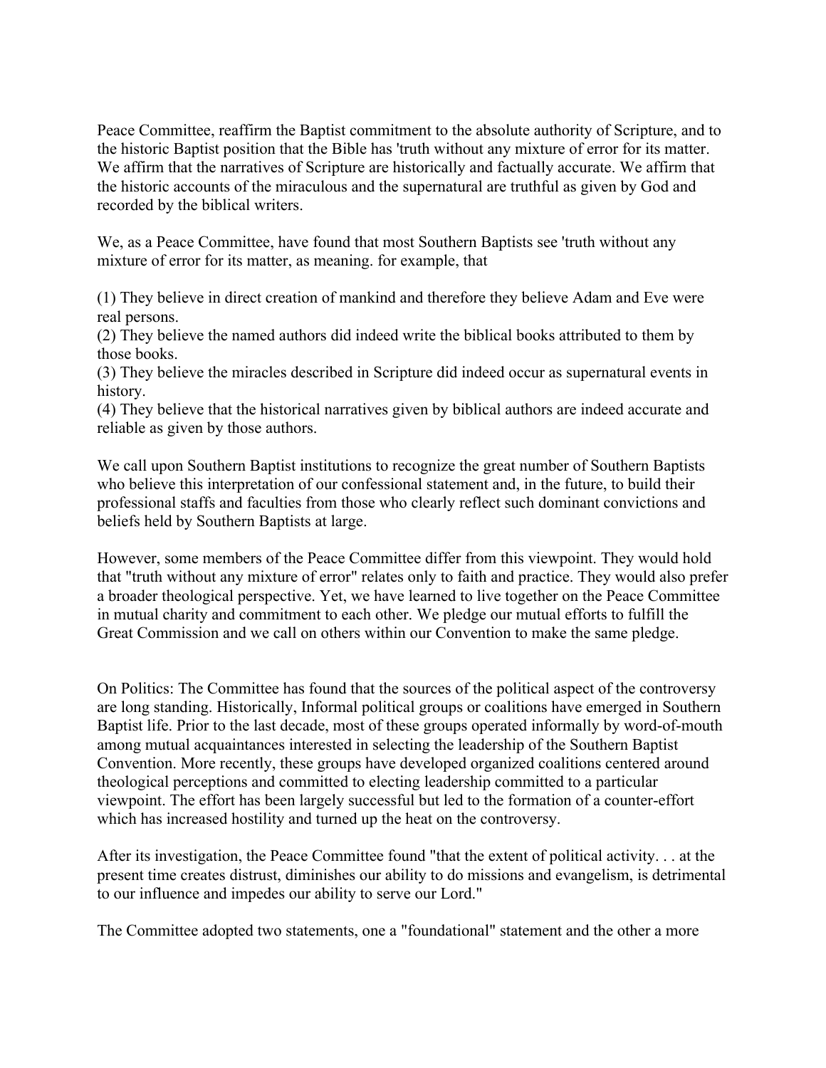Peace Committee, reaffirm the Baptist commitment to the absolute authority of Scripture, and to the historic Baptist position that the Bible has 'truth without any mixture of error for its matter. We affirm that the narratives of Scripture are historically and factually accurate. We affirm that the historic accounts of the miraculous and the supernatural are truthful as given by God and recorded by the biblical writers.

We, as a Peace Committee, have found that most Southern Baptists see 'truth without any mixture of error for its matter, as meaning. for example, that

(1) They believe in direct creation of mankind and therefore they believe Adam and Eve were real persons.
(2) They believe the named authors did indeed write the biblical books attributed to them by those books.
(3) They believe the miracles described in Scripture did indeed occur as supernatural events in history.
(4) They believe that the historical narratives given by biblical authors are indeed accurate and reliable as given by those authors.

We call upon Southern Baptist institutions to recognize the great number of Southern Baptists who believe this interpretation of our confessional statement and, in the future, to build their professional staffs and faculties from those who clearly reflect such dominant convictions and beliefs held by Southern Baptists at large.

However, some members of the Peace Committee differ from this viewpoint. They would hold that "truth without any mixture of error" relates only to faith and practice. They would also prefer a broader theological perspective. Yet, we have learned to live together on the Peace Committee in mutual charity and commitment to each other. We pledge our mutual efforts to fulfill the Great Commission and we call on others within our Convention to make the same pledge.

On Politics: The Committee has found that the sources of the political aspect of the controversy are long standing. Historically, Informal political groups or coalitions have emerged in Southern Baptist life. Prior to the last decade, most of these groups operated informally by word-of-mouth among mutual acquaintances interested in selecting the leadership of the Southern Baptist Convention. More recently, these groups have developed organized coalitions centered around theological perceptions and committed to electing leadership committed to a particular viewpoint. The effort has been largely successful but led to the formation of a counter-effort which has increased hostility and turned up the heat on the controversy.

After its investigation, the Peace Committee found "that the extent of political activity. . . at the present time creates distrust, diminishes our ability to do missions and evangelism, is detrimental to our influence and impedes our ability to serve our Lord."

The Committee adopted two statements, one a "foundational" statement and the other a more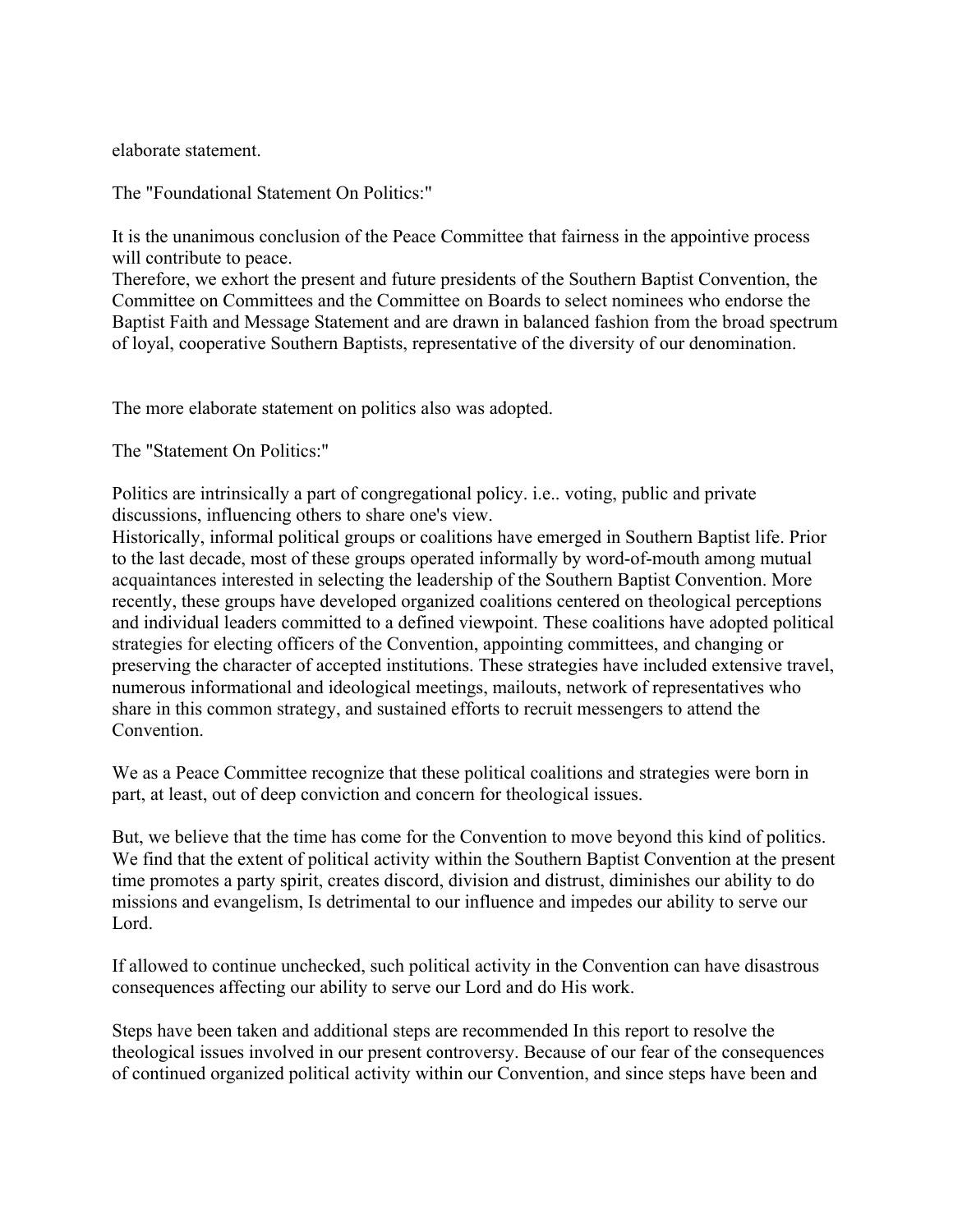elaborate statement.

The "Foundational Statement On Politics:"

It is the unanimous conclusion of the Peace Committee that fairness in the appointive process will contribute to peace.
Therefore, we exhort the present and future presidents of the Southern Baptist Convention, the Committee on Committees and the Committee on Boards to select nominees who endorse the Baptist Faith and Message Statement and are drawn in balanced fashion from the broad spectrum of loyal, cooperative Southern Baptists, representative of the diversity of our denomination.

The more elaborate statement on politics also was adopted.

The "Statement On Politics:"

Politics are intrinsically a part of congregational policy. i.e.. voting, public and private discussions, influencing others to share one's view.
Historically, informal political groups or coalitions have emerged in Southern Baptist life. Prior to the last decade, most of these groups operated informally by word-of-mouth among mutual acquaintances interested in selecting the leadership of the Southern Baptist Convention. More recently, these groups have developed organized coalitions centered on theological perceptions and individual leaders committed to a defined viewpoint. These coalitions have adopted political strategies for electing officers of the Convention, appointing committees, and changing or preserving the character of accepted institutions. These strategies have included extensive travel, numerous informational and ideological meetings, mailouts, network of representatives who share in this common strategy, and sustained efforts to recruit messengers to attend the Convention.

We as a Peace Committee recognize that these political coalitions and strategies were born in part, at least, out of deep conviction and concern for theological issues.

But, we believe that the time has come for the Convention to move beyond this kind of politics. We find that the extent of political activity within the Southern Baptist Convention at the present time promotes a party spirit, creates discord, division and distrust, diminishes our ability to do missions and evangelism, Is detrimental to our influence and impedes our ability to serve our Lord.

If allowed to continue unchecked, such political activity in the Convention can have disastrous consequences affecting our ability to serve our Lord and do His work.

Steps have been taken and additional steps are recommended In this report to resolve the theological issues involved in our present controversy. Because of our fear of the consequences of continued organized political activity within our Convention, and since steps have been and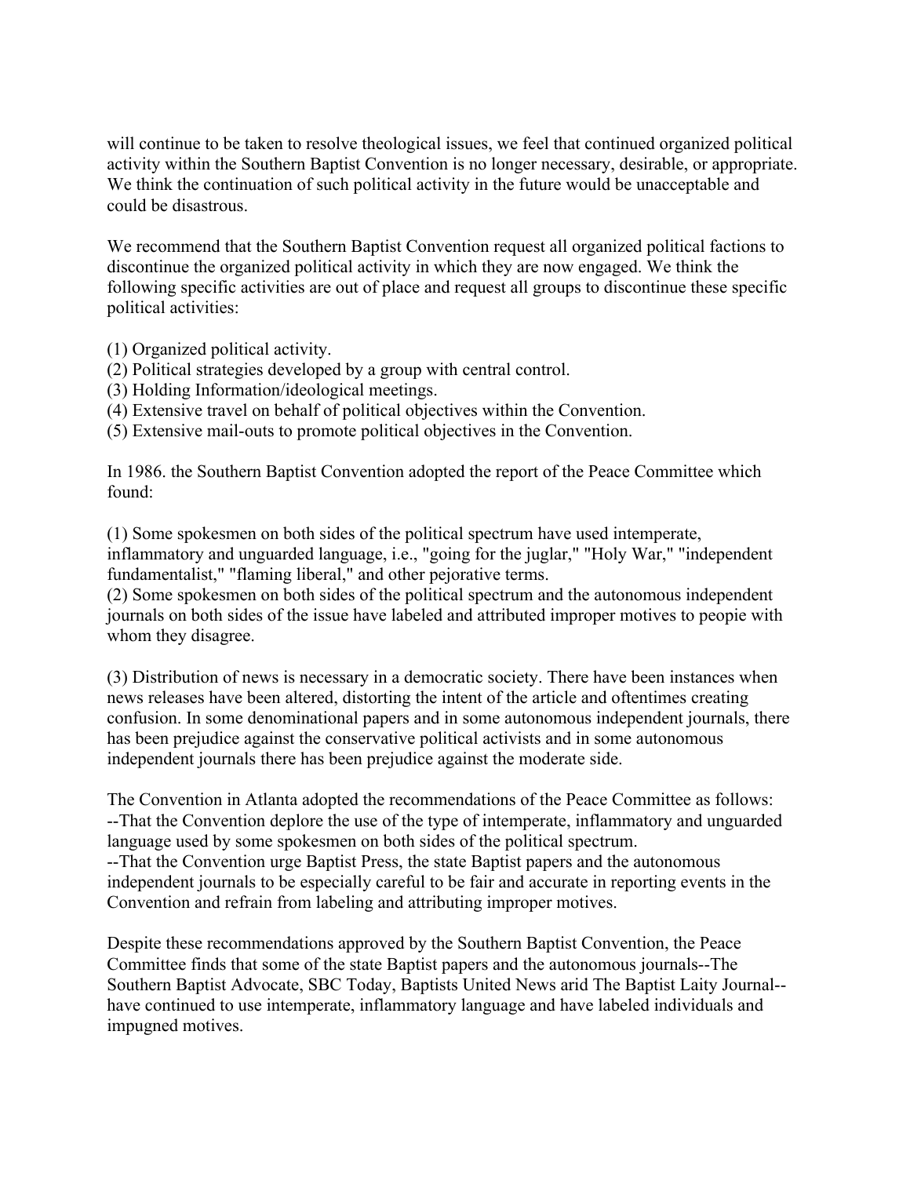will continue to be taken to resolve theological issues, we feel that continued organized political activity within the Southern Baptist Convention is no longer necessary, desirable, or appropriate. We think the continuation of such political activity in the future would be unacceptable and could be disastrous.

We recommend that the Southern Baptist Convention request all organized political factions to discontinue the organized political activity in which they are now engaged. We think the following specific activities are out of place and request all groups to discontinue these specific political activities:

(1) Organized political activity.
(2) Political strategies developed by a group with central control.
(3) Holding Information/ideological meetings.
(4) Extensive travel on behalf of political objectives within the Convention.
(5) Extensive mail-outs to promote political objectives in the Convention.

In 1986. the Southern Baptist Convention adopted the report of the Peace Committee which found:

(1) Some spokesmen on both sides of the political spectrum have used intemperate, inflammatory and unguarded language, i.e., "going for the juglar," "Holy War," "independent fundamentalist," "flaming liberal," and other pejorative terms.
(2) Some spokesmen on both sides of the political spectrum and the autonomous independent journals on both sides of the issue have labeled and attributed improper motives to peopie with whom they disagree.

(3) Distribution of news is necessary in a democratic society. There have been instances when news releases have been altered, distorting the intent of the article and oftentimes creating confusion. In some denominational papers and in some autonomous independent journals, there has been prejudice against the conservative political activists and in some autonomous independent journals there has been prejudice against the moderate side.

The Convention in Atlanta adopted the recommendations of the Peace Committee as follows:
--That the Convention deplore the use of the type of intemperate, inflammatory and unguarded language used by some spokesmen on both sides of the political spectrum.
--That the Convention urge Baptist Press, the state Baptist papers and the autonomous independent journals to be especially careful to be fair and accurate in reporting events in the Convention and refrain from labeling and attributing improper motives.

Despite these recommendations approved by the Southern Baptist Convention, the Peace Committee finds that some of the state Baptist papers and the autonomous journals--The Southern Baptist Advocate, SBC Today, Baptists United News arid The Baptist Laity Journal--have continued to use intemperate, inflammatory language and have labeled individuals and impugned motives.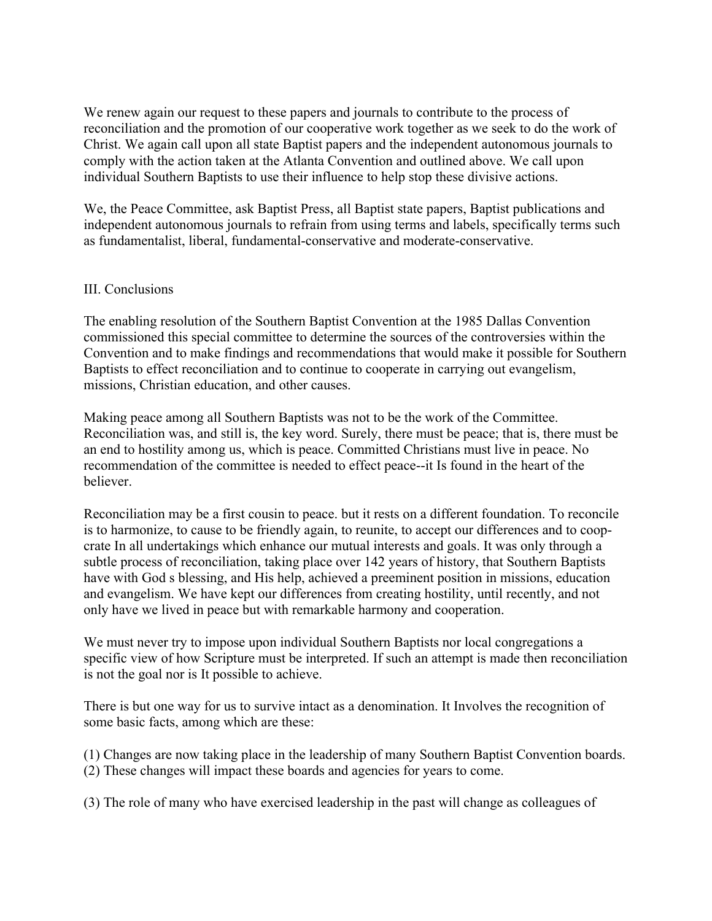We renew again our request to these papers and journals to contribute to the process of reconciliation and the promotion of our cooperative work together as we seek to do the work of Christ. We again call upon all state Baptist papers and the independent autonomous journals to comply with the action taken at the Atlanta Convention and outlined above. We call upon individual Southern Baptists to use their influence to help stop these divisive actions.

We, the Peace Committee, ask Baptist Press, all Baptist state papers, Baptist publications and independent autonomous journals to refrain from using terms and labels, specifically terms such as fundamentalist, liberal, fundamental-conservative and moderate-conservative.

## III. Conclusions

The enabling resolution of the Southern Baptist Convention at the 1985 Dallas Convention commissioned this special committee to determine the sources of the controversies within the Convention and to make findings and recommendations that would make it possible for Southern Baptists to effect reconciliation and to continue to cooperate in carrying out evangelism, missions, Christian education, and other causes.

Making peace among all Southern Baptists was not to be the work of the Committee. Reconciliation was, and still is, the key word. Surely, there must be peace; that is, there must be an end to hostility among us, which is peace. Committed Christians must live in peace. No recommendation of the committee is needed to effect peace--it Is found in the heart of the believer.

Reconciliation may be a first cousin to peace. but it rests on a different foundation. To reconcile is to harmonize, to cause to be friendly again, to reunite, to accept our differences and to coop-crate In all undertakings which enhance our mutual interests and goals. It was only through a subtle process of reconciliation, taking place over 142 years of history, that Southern Baptists have with God s blessing, and His help, achieved a preeminent position in missions, education and evangelism. We have kept our differences from creating hostility, until recently, and not only have we lived in peace but with remarkable harmony and cooperation.

We must never try to impose upon individual Southern Baptists nor local congregations a specific view of how Scripture must be interpreted. If such an attempt is made then reconciliation is not the goal nor is It possible to achieve.

There is but one way for us to survive intact as a denomination. It Involves the recognition of some basic facts, among which are these:

(1) Changes are now taking place in the leadership of many Southern Baptist Convention boards.
(2) These changes will impact these boards and agencies for years to come.

(3) The role of many who have exercised leadership in the past will change as colleagues of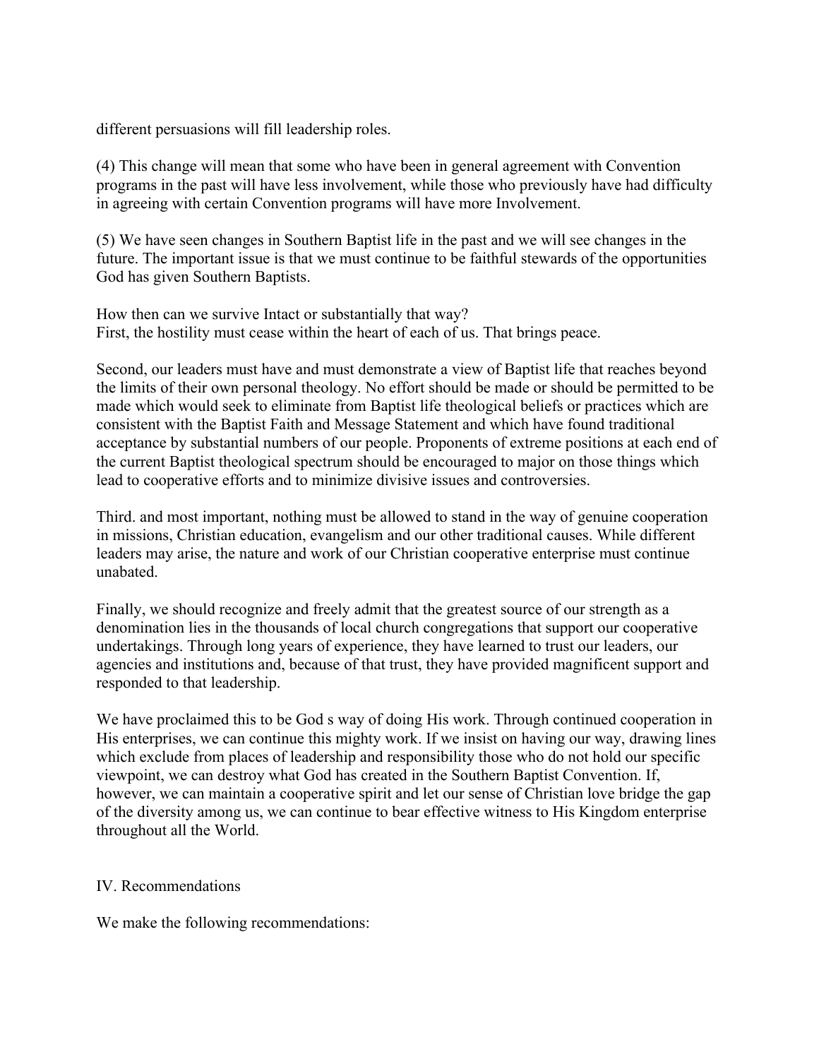different persuasions will fill leadership roles.

(4) This change will mean that some who have been in general agreement with Convention programs in the past will have less involvement, while those who previously have had difficulty in agreeing with certain Convention programs will have more Involvement.

(5) We have seen changes in Southern Baptist life in the past and we will see changes in the future. The important issue is that we must continue to be faithful stewards of the opportunities God has given Southern Baptists.

How then can we survive Intact or substantially that way?
First, the hostility must cease within the heart of each of us. That brings peace.

Second, our leaders must have and must demonstrate a view of Baptist life that reaches beyond the limits of their own personal theology. No effort should be made or should be permitted to be made which would seek to eliminate from Baptist life theological beliefs or practices which are consistent with the Baptist Faith and Message Statement and which have found traditional acceptance by substantial numbers of our people. Proponents of extreme positions at each end of the current Baptist theological spectrum should be encouraged to major on those things which lead to cooperative efforts and to minimize divisive issues and controversies.

Third. and most important, nothing must be allowed to stand in the way of genuine cooperation in missions, Christian education, evangelism and our other traditional causes. While different leaders may arise, the nature and work of our Christian cooperative enterprise must continue unabated.

Finally, we should recognize and freely admit that the greatest source of our strength as a denomination lies in the thousands of local church congregations that support our cooperative undertakings. Through long years of experience, they have learned to trust our leaders, our agencies and institutions and, because of that trust, they have provided magnificent support and responded to that leadership.

We have proclaimed this to be God s way of doing His work. Through continued cooperation in His enterprises, we can continue this mighty work. If we insist on having our way, drawing lines which exclude from places of leadership and responsibility those who do not hold our specific viewpoint, we can destroy what God has created in the Southern Baptist Convention. If, however, we can maintain a cooperative spirit and let our sense of Christian love bridge the gap of the diversity among us, we can continue to bear effective witness to His Kingdom enterprise throughout all the World.

## IV. Recommendations

We make the following recommendations: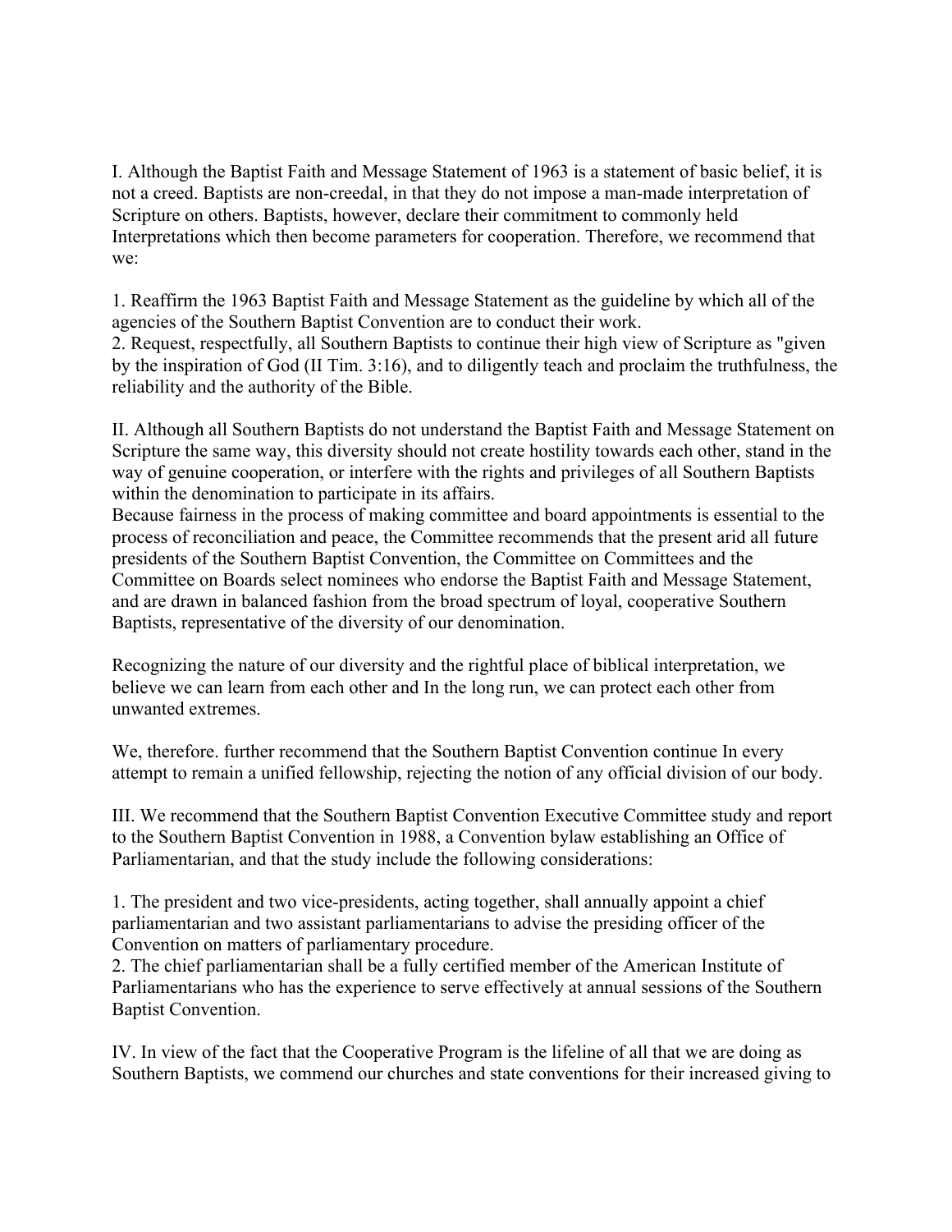I. Although the Baptist Faith and Message Statement of 1963 is a statement of basic belief, it is not a creed. Baptists are non-creedal, in that they do not impose a man-made interpretation of Scripture on others. Baptists, however, declare their commitment to commonly held Interpretations which then become parameters for cooperation. Therefore, we recommend that we:

1. Reaffirm the 1963 Baptist Faith and Message Statement as the guideline by which all of the agencies of the Southern Baptist Convention are to conduct their work.
2. Request, respectfully, all Southern Baptists to continue their high view of Scripture as "given by the inspiration of God (II Tim. 3:16), and to diligently teach and proclaim the truthfulness, the reliability and the authority of the Bible.

II. Although all Southern Baptists do not understand the Baptist Faith and Message Statement on Scripture the same way, this diversity should not create hostility towards each other, stand in the way of genuine cooperation, or interfere with the rights and privileges of all Southern Baptists within the denomination to participate in its affairs.
Because fairness in the process of making committee and board appointments is essential to the process of reconciliation and peace, the Committee recommends that the present arid all future presidents of the Southern Baptist Convention, the Committee on Committees and the Committee on Boards select nominees who endorse the Baptist Faith and Message Statement, and are drawn in balanced fashion from the broad spectrum of loyal, cooperative Southern Baptists, representative of the diversity of our denomination.

Recognizing the nature of our diversity and the rightful place of biblical interpretation, we believe we can learn from each other and In the long run, we can protect each other from unwanted extremes.

We, therefore. further recommend that the Southern Baptist Convention continue In every attempt to remain a unified fellowship, rejecting the notion of any official division of our body.

III. We recommend that the Southern Baptist Convention Executive Committee study and report to the Southern Baptist Convention in 1988, a Convention bylaw establishing an Office of Parliamentarian, and that the study include the following considerations:

1. The president and two vice-presidents, acting together, shall annually appoint a chief parliamentarian and two assistant parliamentarians to advise the presiding officer of the Convention on matters of parliamentary procedure.
2. The chief parliamentarian shall be a fully certified member of the American Institute of Parliamentarians who has the experience to serve effectively at annual sessions of the Southern Baptist Convention.

IV. In view of the fact that the Cooperative Program is the lifeline of all that we are doing as Southern Baptists, we commend our churches and state conventions for their increased giving to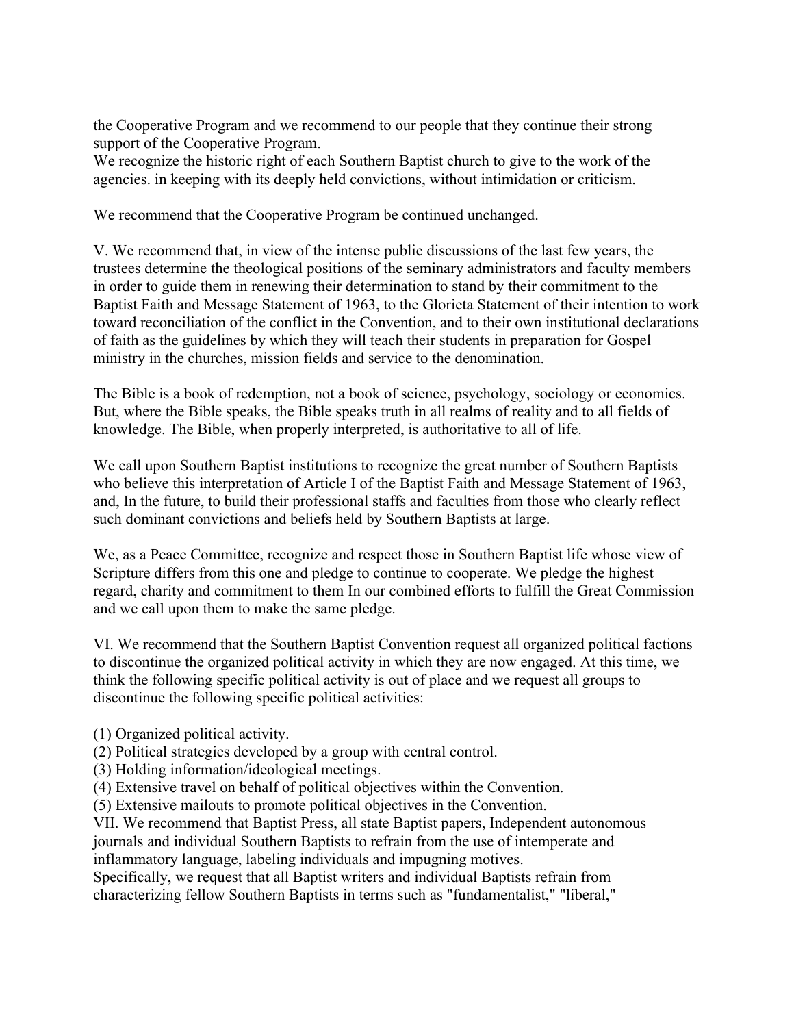the Cooperative Program and we recommend to our people that they continue their strong support of the Cooperative Program.
We recognize the historic right of each Southern Baptist church to give to the work of the agencies. in keeping with its deeply held convictions, without intimidation or criticism.

We recommend that the Cooperative Program be continued unchanged.

V. We recommend that, in view of the intense public discussions of the last few years, the trustees determine the theological positions of the seminary administrators and faculty members in order to guide them in renewing their determination to stand by their commitment to the Baptist Faith and Message Statement of 1963, to the Glorieta Statement of their intention to work toward reconciliation of the conflict in the Convention, and to their own institutional declarations of faith as the guidelines by which they will teach their students in preparation for Gospel ministry in the churches, mission fields and service to the denomination.

The Bible is a book of redemption, not a book of science, psychology, sociology or economics. But, where the Bible speaks, the Bible speaks truth in all realms of reality and to all fields of knowledge. The Bible, when properly interpreted, is authoritative to all of life.

We call upon Southern Baptist institutions to recognize the great number of Southern Baptists who believe this interpretation of Article I of the Baptist Faith and Message Statement of 1963, and, In the future, to build their professional staffs and faculties from those who clearly reflect such dominant convictions and beliefs held by Southern Baptists at large.

We, as a Peace Committee, recognize and respect those in Southern Baptist life whose view of Scripture differs from this one and pledge to continue to cooperate. We pledge the highest regard, charity and commitment to them In our combined efforts to fulfill the Great Commission and we call upon them to make the same pledge.

VI. We recommend that the Southern Baptist Convention request all organized political factions to discontinue the organized political activity in which they are now engaged. At this time, we think the following specific political activity is out of place and we request all groups to discontinue the following specific political activities:

(1) Organized political activity.
(2) Political strategies developed by a group with central control.
(3) Holding information/ideological meetings.
(4) Extensive travel on behalf of political objectives within the Convention.
(5) Extensive mailouts to promote political objectives in the Convention.

VII. We recommend that Baptist Press, all state Baptist papers, Independent autonomous journals and individual Southern Baptists to refrain from the use of intemperate and inflammatory language, labeling individuals and impugning motives.
Specifically, we request that all Baptist writers and individual Baptists refrain from characterizing fellow Southern Baptists in terms such as "fundamentalist," "liberal,"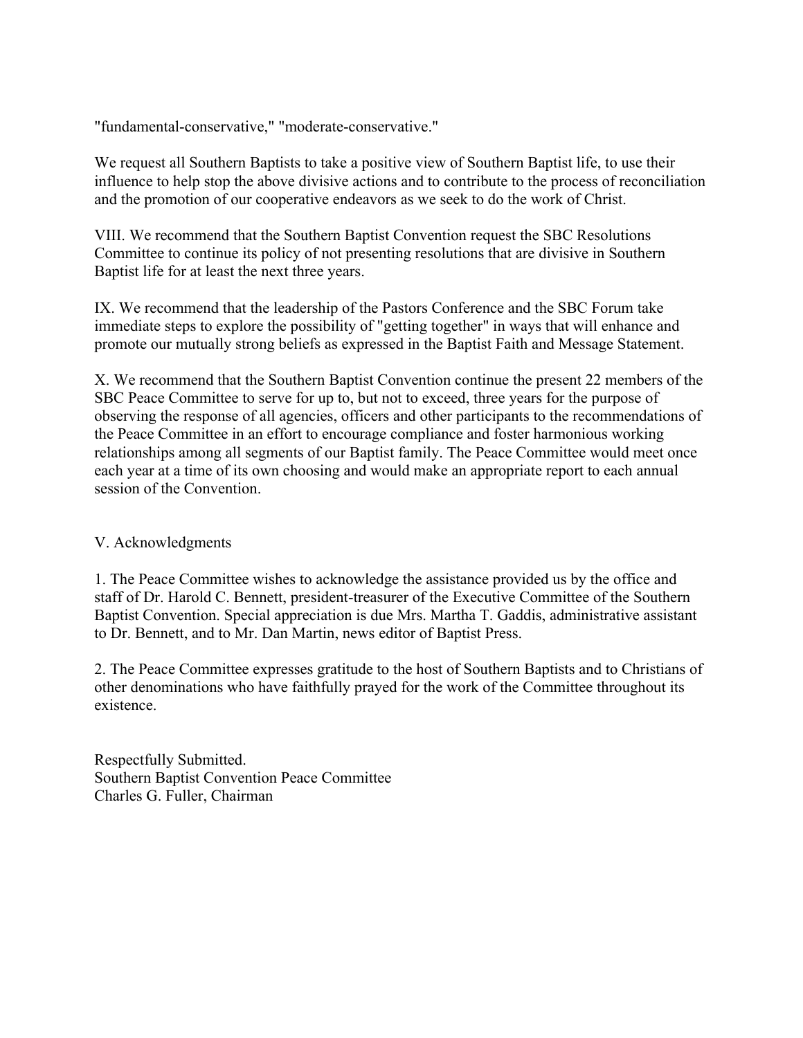"fundamental-conservative," "moderate-conservative."

We request all Southern Baptists to take a positive view of Southern Baptist life, to use their influence to help stop the above divisive actions and to contribute to the process of reconciliation and the promotion of our cooperative endeavors as we seek to do the work of Christ.

VIII. We recommend that the Southern Baptist Convention request the SBC Resolutions Committee to continue its policy of not presenting resolutions that are divisive in Southern Baptist life for at least the next three years.

IX. We recommend that the leadership of the Pastors Conference and the SBC Forum take immediate steps to explore the possibility of "getting together" in ways that will enhance and promote our mutually strong beliefs as expressed in the Baptist Faith and Message Statement.

X. We recommend that the Southern Baptist Convention continue the present 22 members of the SBC Peace Committee to serve for up to, but not to exceed, three years for the purpose of observing the response of all agencies, officers and other participants to the recommendations of the Peace Committee in an effort to encourage compliance and foster harmonious working relationships among all segments of our Baptist family. The Peace Committee would meet once each year at a time of its own choosing and would make an appropriate report to each annual session of the Convention.

## V. Acknowledgments

1. The Peace Committee wishes to acknowledge the assistance provided us by the office and staff of Dr. Harold C. Bennett, president-treasurer of the Executive Committee of the Southern Baptist Convention. Special appreciation is due Mrs. Martha T. Gaddis, administrative assistant to Dr. Bennett, and to Mr. Dan Martin, news editor of Baptist Press.

2. The Peace Committee expresses gratitude to the host of Southern Baptists and to Christians of other denominations who have faithfully prayed for the work of the Committee throughout its existence.

Respectfully Submitted.
Southern Baptist Convention Peace Committee
Charles G. Fuller, Chairman